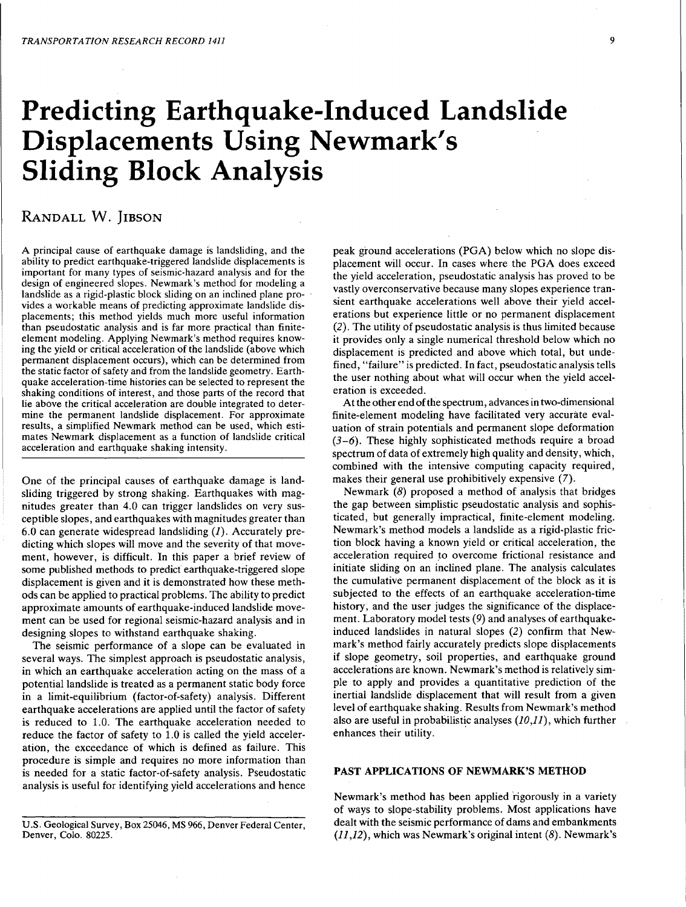# Predicting Earthquake-Induced Landslide Displacements Using Newmark's Sliding Block Analysis

RANDALL W. JIBSON

A principal cause of earthquake damage is landsliding, and the ability to predict earthquake-triggered landslide displacements is important for many types of seismic-hazard analysis and for the design of engineered slopes. Newmark's method for modeling a landslide as a rigid-plastic block sliding on an inclined plane provides a workable means of predicting approximate landslide displacements; this method yields much more useful information than pseudostatic analysis and is far more practical than finite-element modeling. Applying Newmark's method requires knowing the yield or critical acceleration of the landslide (above which permanent displacement occurs), which can be determined from the static factor of safety and from the landslide geometry. Earthquake acceleration-time histories can be selected to represent the shaking conditions of interest, and those parts of the record that lie above the critical acceleration are double integrated to determine the permanent landslide displacement. For approximate results, a simplified Newmark method can be used, which estimates Newmark displacement as a function of landslide critical acceleration and earthquake shaking intensity.

One of the principal causes of earthquake damage is landsliding triggered by strong shaking. Earthquakes with magnitudes greater than 4.0 can trigger landslides on very susceptible slopes, and earthquakes with magnitudes greater than 6.0 can generate widespread landsliding (*1*). Accurately predicting which slopes will move and the severity of that movement, however, is difficult. In this paper a brief review of some published methods to predict earthquake-triggered slope displacement is given and it is demonstrated how these methods can be applied to practical problems. The ability to predict approximate amounts of earthquake-induced landslide movement can be used for regional seismic-hazard analysis and in designing slopes to withstand earthquake shaking.

The seismic performance of a slope can be evaluated in several ways. The simplest approach is pseudostatic analysis, in which an earthquake acceleration acting on the mass of a potential landslide is treated as a permanent static body force in a limit-equilibrium (factor-of-safety) analysis. Different earthquake accelerations are applied until the factor of safety is reduced to 1.0. The earthquake acceleration needed to reduce the factor of safety to 1.0 is called the yield acceleration, the exceedance of which is defined as failure. This procedure is simple and requires no more information than is needed for a static factor-of-safety analysis. Pseudostatic analysis is useful for identifying yield accelerations and hence peak ground accelerations (PGA) below which no slope displacement will occur. In cases where the PGA does exceed the yield acceleration, pseudostatic analysis has proved to be vastly overconservative because many slopes experience transient earthquake accelerations well above their yield accelerations but experience little or no permanent displacement (*2*). The utility of pseudostatic analysis is thus limited because it provides only a single numerical threshold below which no displacement is predicted and above which total, but undefined, "failure" is predicted. In fact, pseudostatic analysis tells the user nothing about what will occur when the yield acceleration is exceeded.

At the other end of the spectrum, advances in two-dimensional finite-element modeling have facilitated very accurate evaluation of strain potentials and permanent slope deformation (*3–6*). These highly sophisticated methods require a broad spectrum of data of extremely high quality and density, which, combined with the intensive computing capacity required, makes their general use prohibitively expensive (*7*).

Newmark (*8*) proposed a method of analysis that bridges the gap between simplistic pseudostatic analysis and sophisticated, but generally impractical, finite-element modeling. Newmark's method models a landslide as a rigid-plastic friction block having a known yield or critical acceleration, the acceleration required to overcome frictional resistance and initiate sliding on an inclined plane. The analysis calculates the cumulative permanent displacement of the block as it is subjected to the effects of an earthquake acceleration-time history, and the user judges the significance of the displacement. Laboratory model tests (*9*) and analyses of earthquake-induced landslides in natural slopes (*2*) confirm that Newmark's method fairly accurately predicts slope displacements if slope geometry, soil properties, and earthquake ground accelerations are known. Newmark's method is relatively simple to apply and provides a quantitative prediction of the inertial landslide displacement that will result from a given level of earthquake shaking. Results from Newmark's method also are useful in probabilistic analyses (*10,11*), which further enhances their utility.

## PAST APPLICATIONS OF NEWMARK'S METHOD

Newmark's method has been applied rigorously in a variety of ways to slope-stability problems. Most applications have dealt with the seismic performance of dams and embankments (*11,12*), which was Newmark's original intent (*8*). Newmark's

U.S. Geological Survey, Box 25046, MS 966, Denver Federal Center, Denver, Colo. 80225.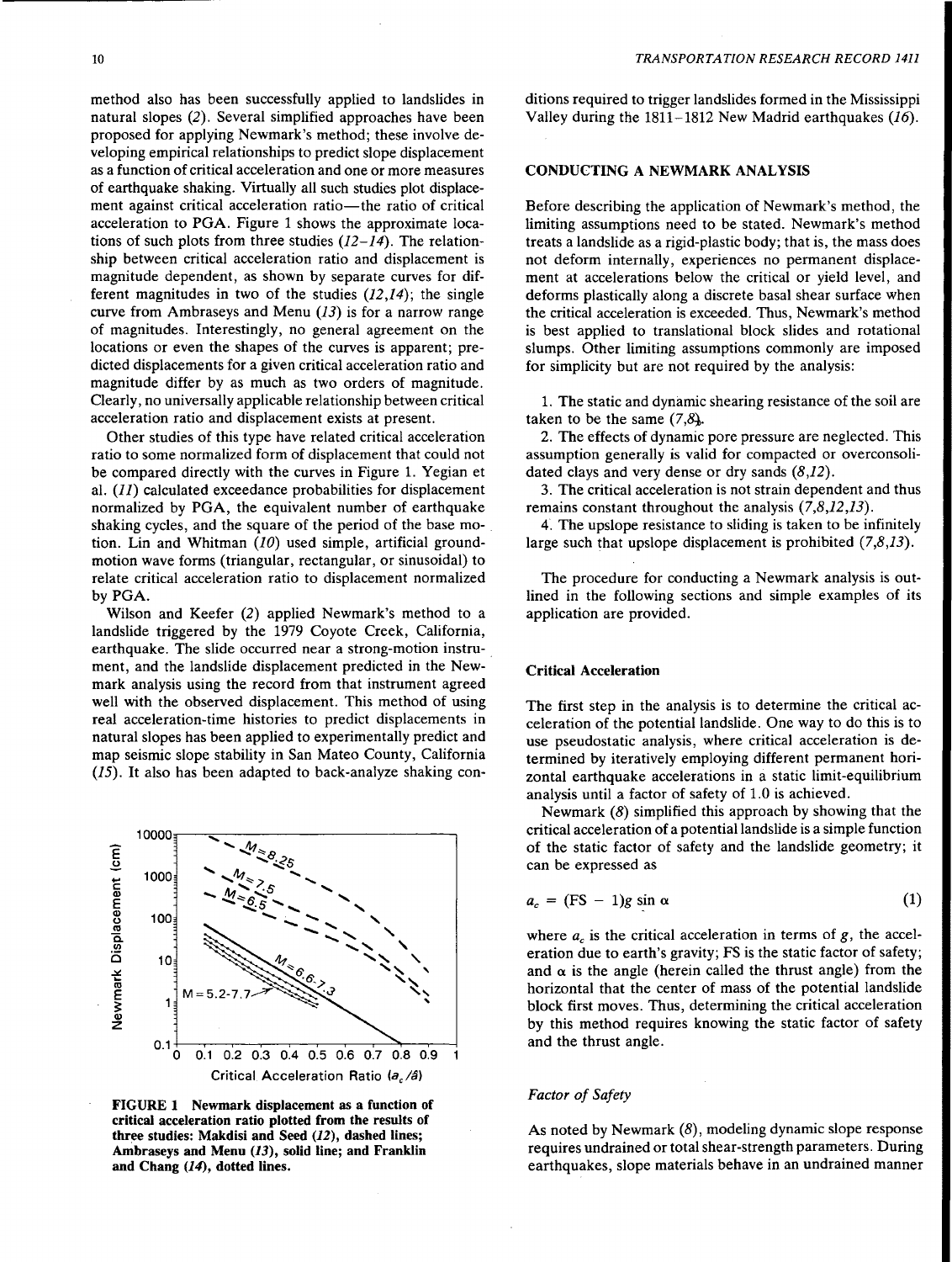method also has been successfully applied to landslides in natural slopes (2). Several simplified approaches have been proposed for applying Newmark's method; these involve developing empirical relationships to predict slope displacement as a function of critical acceleration and one or more measures of earthquake shaking. Virtually all such studies plot displacement against critical acceleration ratio—the ratio of critical acceleration to PGA. Figure 1 shows the approximate locations of such plots from three studies (12–14). The relationship between critical acceleration ratio and displacement is magnitude dependent, as shown by separate curves for different magnitudes in two of the studies (12,14); the single curve from Ambraseys and Menu (13) is for a narrow range of magnitudes. Interestingly, no general agreement on the locations or even the shapes of the curves is apparent; predicted displacements for a given critical acceleration ratio and magnitude differ by as much as two orders of magnitude. Clearly, no universally applicable relationship between critical acceleration ratio and displacement exists at present.

Other studies of this type have related critical acceleration ratio to some normalized form of displacement that could not be compared directly with the curves in Figure 1. Yegian et al. (11) calculated exceedance probabilities for displacement normalized by PGA, the equivalent number of earthquake shaking cycles, and the square of the period of the base motion. Lin and Whitman (10) used simple, artificial ground-motion wave forms (triangular, rectangular, or sinusoidal) to relate critical acceleration ratio to displacement normalized by PGA.

Wilson and Keefer (2) applied Newmark's method to a landslide triggered by the 1979 Coyote Creek, California, earthquake. The slide occurred near a strong-motion instrument, and the landslide displacement predicted in the Newmark analysis using the record from that instrument agreed well with the observed displacement. This method of using real acceleration-time histories to predict displacements in natural slopes has been applied to experimentally predict and map seismic slope stability in San Mateo County, California (15). It also has been adapted to back-analyze shaking conditions required to trigger landslides formed in the Mississippi Valley during the 1811–1812 New Madrid earthquakes (16).

**FIGURE 1 Newmark displacement as a function of critical acceleration ratio plotted from the results of three studies: Makdisi and Seed (12), dashed lines; Ambraseys and Menu (13), solid line; and Franklin and Chang (14), dotted lines.**

## CONDUCTING A NEWMARK ANALYSIS

Before describing the application of Newmark's method, the limiting assumptions need to be stated. Newmark's method treats a landslide as a rigid-plastic body; that is, the mass does not deform internally, experiences no permanent displacement at accelerations below the critical or yield level, and deforms plastically along a discrete basal shear surface when the critical acceleration is exceeded. Thus, Newmark's method is best applied to translational block slides and rotational slumps. Other limiting assumptions commonly are imposed for simplicity but are not required by the analysis:

1. The static and dynamic shearing resistance of the soil are taken to be the same (7,8).
2. The effects of dynamic pore pressure are neglected. This assumption generally is valid for compacted or overconsolidated clays and very dense or dry sands (8,12).
3. The critical acceleration is not strain dependent and thus remains constant throughout the analysis (7,8,12,13).
4. The upslope resistance to sliding is taken to be infinitely large such that upslope displacement is prohibited (7,8,13).

The procedure for conducting a Newmark analysis is outlined in the following sections and simple examples of its application are provided.

### Critical Acceleration

The first step in the analysis is to determine the critical acceleration of the potential landslide. One way to do this is to use pseudostatic analysis, where critical acceleration is determined by iteratively employing different permanent horizontal earthquake accelerations in a static limit-equilibrium analysis until a factor of safety of 1.0 is achieved.

Newmark (8) simplified this approach by showing that the critical acceleration of a potential landslide is a simple function of the static factor of safety and the landslide geometry; it can be expressed as

$$a_c = (\mathrm{FS} - 1)g \sin \alpha \tag{1}$$

where $a_c$ is the critical acceleration in terms of $g$, the acceleration due to earth's gravity; FS is the static factor of safety; and $\alpha$ is the angle (herein called the thrust angle) from the horizontal that the center of mass of the potential landslide block first moves. Thus, determining the critical acceleration by this method requires knowing the static factor of safety and the thrust angle.

#### *Factor of Safety*

As noted by Newmark (8), modeling dynamic slope response requires undrained or total shear-strength parameters. During earthquakes, slope materials behave in an undrained manner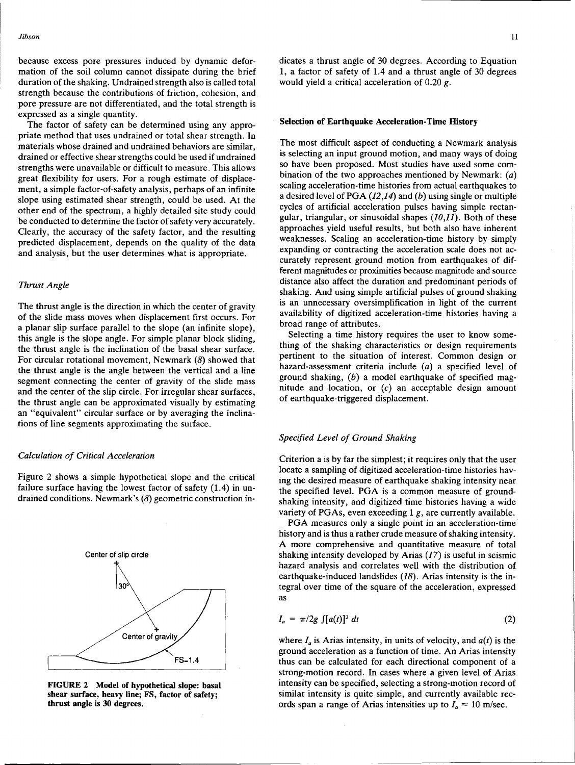because excess pore pressures induced by dynamic deformation of the soil column cannot dissipate during the brief duration of the shaking. Undrained strength also is called total strength because the contributions of friction, cohesion, and pore pressure are not differentiated, and the total strength is expressed as a single quantity.

The factor of safety can be determined using any appropriate method that uses undrained or total shear strength. In materials whose drained and undrained behaviors are similar, drained or effective shear strengths could be used if undrained strengths were unavailable or difficult to measure. This allows great flexibility for users. For a rough estimate of displacement, a simple factor-of-safety analysis, perhaps of an infinite slope using estimated shear strength, could be used. At the other end of the spectrum, a highly detailed site study could be conducted to determine the factor of safety very accurately. Clearly, the accuracy of the safety factor, and the resulting predicted displacement, depends on the quality of the data and analysis, but the user determines what is appropriate.

### *Thrust Angle*

The thrust angle is the direction in which the center of gravity of the slide mass moves when displacement first occurs. For a planar slip surface parallel to the slope (an infinite slope), this angle is the slope angle. For simple planar block sliding, the thrust angle is the inclination of the basal shear surface. For circular rotational movement, Newmark (*8*) showed that the thrust angle is the angle between the vertical and a line segment connecting the center of gravity of the slide mass and the center of the slip circle. For irregular shear surfaces, the thrust angle can be approximated visually by estimating an "equivalent" circular surface or by averaging the inclinations of line segments approximating the surface.

### *Calculation of Critical Acceleration*

Figure 2 shows a simple hypothetical slope and the critical failure surface having the lowest factor of safety (1.4) in undrained conditions. Newmark's (*8*) geometric construction indicates a thrust angle of 30 degrees. According to Equation 1, a factor of safety of 1.4 and a thrust angle of 30 degrees would yield a critical acceleration of 0.20 *g*.

**FIGURE 2 Model of hypothetical slope: basal shear surface, heavy line; FS, factor of safety; thrust angle is 30 degrees.**

## Selection of Earthquake Acceleration-Time History

The most difficult aspect of conducting a Newmark analysis is selecting an input ground motion, and many ways of doing so have been proposed. Most studies have used some combination of the two approaches mentioned by Newmark: (*a*) scaling acceleration-time histories from actual earthquakes to a desired level of PGA (*12,14*) and (*b*) using single or multiple cycles of artificial acceleration pulses having simple rectangular, triangular, or sinusoidal shapes (*10,11*). Both of these approaches yield useful results, but both also have inherent weaknesses. Scaling an acceleration-time history by simply expanding or contracting the acceleration scale does not accurately represent ground motion from earthquakes of different magnitudes or proximities because magnitude and source distance also affect the duration and predominant periods of shaking. And using simple artificial pulses of ground shaking is an unnecessary oversimplification in light of the current availability of digitized acceleration-time histories having a broad range of attributes.

Selecting a time history requires the user to know something of the shaking characteristics or design requirements pertinent to the situation of interest. Common design or hazard-assessment criteria include (*a*) a specified level of ground shaking, (*b*) a model earthquake of specified magnitude and location, or (*c*) an acceptable design amount of earthquake-triggered displacement.

### *Specified Level of Ground Shaking*

Criterion a is by far the simplest; it requires only that the user locate a sampling of digitized acceleration-time histories having the desired measure of earthquake shaking intensity near the specified level. PGA is a common measure of ground-shaking intensity, and digitized time histories having a wide variety of PGAs, even exceeding 1 *g*, are currently available.

PGA measures only a single point in an acceleration-time history and is thus a rather crude measure of shaking intensity. A more comprehensive and quantitative measure of total shaking intensity developed by Arias (*17*) is useful in seismic hazard analysis and correlates well with the distribution of earthquake-induced landslides (*18*). Arias intensity is the integral over time of the square of the acceleration, expressed as

$$I_a = \pi/2g \int [a(t)]^2 \, dt \tag{2}$$

where $I_a$ is Arias intensity, in units of velocity, and $a(t)$ is the ground acceleration as a function of time. An Arias intensity thus can be calculated for each directional component of a strong-motion record. In cases where a given level of Arias intensity can be specified, selecting a strong-motion record of similar intensity is quite simple, and currently available records span a range of Arias intensities up to $I_a \approx 10$ m/sec.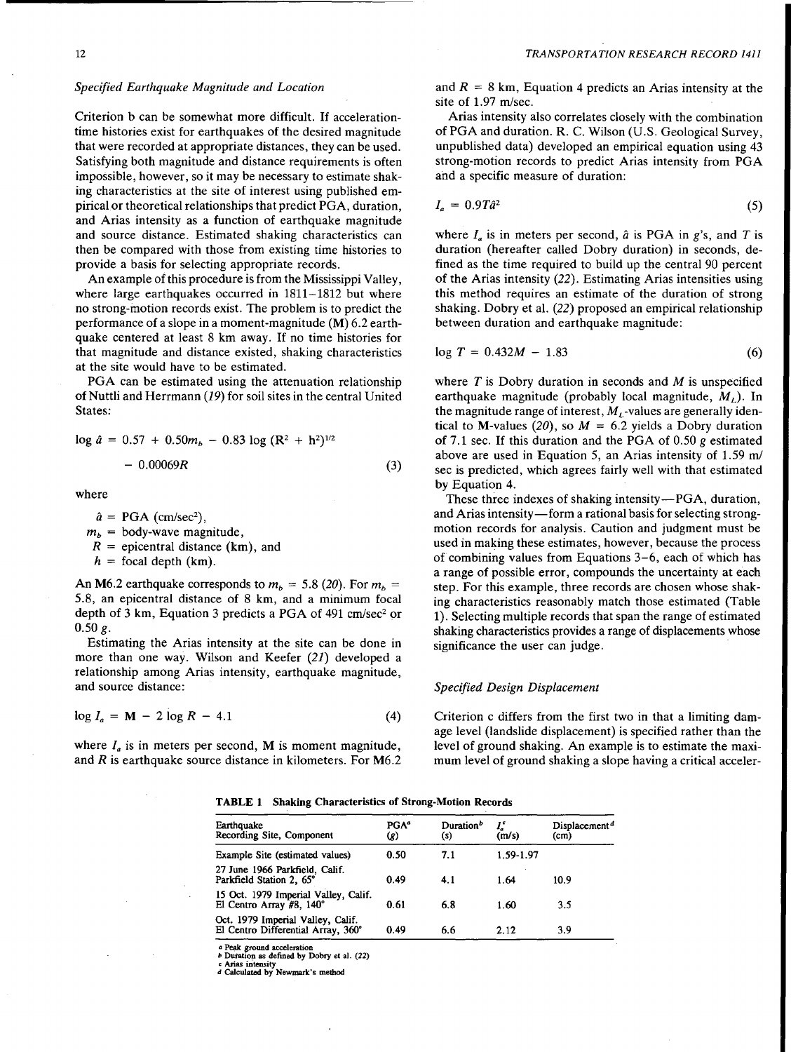*Specified Earthquake Magnitude and Location*

Criterion b can be somewhat more difficult. If acceleration-time histories exist for earthquakes of the desired magnitude that were recorded at appropriate distances, they can be used. Satisfying both magnitude and distance requirements is often impossible, however, so it may be necessary to estimate shaking characteristics at the site of interest using published empirical or theoretical relationships that predict PGA, duration, and Arias intensity as a function of earthquake magnitude and source distance. Estimated shaking characteristics can then be compared with those from existing time histories to provide a basis for selecting appropriate records.

An example of this procedure is from the Mississippi Valley, where large earthquakes occurred in 1811–1812 but where no strong-motion records exist. The problem is to predict the performance of a slope in a moment-magnitude (**M**) 6.2 earthquake centered at least 8 km away. If no time histories for that magnitude and distance existed, shaking characteristics at the site would have to be estimated.

PGA can be estimated using the attenuation relationship of Nuttli and Herrmann (*19*) for soil sites in the central United States:

$$\log \hat{a} = 0.57 + 0.50m_b - 0.83 \log (R^2 + h^2)^{1/2} - 0.00069R \tag{3}$$

where

$\hat{a}$ = PGA (cm/sec²),
$m_b$ = body-wave magnitude,
$R$ = epicentral distance (km), and
$h$ = focal depth (km).

An M6.2 earthquake corresponds to $m_b$ = 5.8 (*20*). For $m_b$ = 5.8, an epicentral distance of 8 km, and a minimum focal depth of 3 km, Equation 3 predicts a PGA of 491 cm/sec² or 0.50 *g*.

Estimating the Arias intensity at the site can be done in more than one way. Wilson and Keefer (*21*) developed a relationship among Arias intensity, earthquake magnitude, and source distance:

$$\log I_a = \mathbf{M} - 2 \log R - 4.1 \tag{4}$$

where $I_a$ is in meters per second, **M** is moment magnitude, and $R$ is earthquake source distance in kilometers. For M6.2 and $R$ = 8 km, Equation 4 predicts an Arias intensity at the site of 1.97 m/sec.

Arias intensity also correlates closely with the combination of PGA and duration. R. C. Wilson (U.S. Geological Survey, unpublished data) developed an empirical equation using 43 strong-motion records to predict Arias intensity from PGA and a specific measure of duration:

$$I_a = 0.9T\hat{a}^2 \tag{5}$$

where $I_a$ is in meters per second, $\hat{a}$ is PGA in *g*'s, and $T$ is duration (hereafter called Dobry duration) in seconds, defined as the time required to build up the central 90 percent of the Arias intensity (*22*). Estimating Arias intensities using this method requires an estimate of the duration of strong shaking. Dobry et al. (*22*) proposed an empirical relationship between duration and earthquake magnitude:

$$\log T = 0.432M - 1.83 \tag{6}$$

where $T$ is Dobry duration in seconds and $M$ is unspecified earthquake magnitude (probably local magnitude, $M_L$). In the magnitude range of interest, $M_L$-values are generally identical to M-values (*20*), so $M$ = 6.2 yields a Dobry duration of 7.1 sec. If this duration and the PGA of 0.50 *g* estimated above are used in Equation 5, an Arias intensity of 1.59 m/sec is predicted, which agrees fairly well with that estimated by Equation 4.

These three indexes of shaking intensity—PGA, duration, and Arias intensity—form a rational basis for selecting strong-motion records for analysis. Caution and judgment must be used in making these estimates, however, because the process of combining values from Equations 3–6, each of which has a range of possible error, compounds the uncertainty at each step. For this example, three records are chosen whose shaking characteristics reasonably match those estimated (Table 1). Selecting multiple records that span the range of estimated shaking characteristics provides a range of displacements whose significance the user can judge.

*Specified Design Displacement*

Criterion c differs from the first two in that a limiting damage level (landslide displacement) is specified rather than the level of ground shaking. An example is to estimate the maximum level of ground shaking a slope having a critical acceler-

**TABLE 1 Shaking Characteristics of Strong-Motion Records**

| Earthquake Recording Site, Component | PGA[a] (*g*) | Duration[b] (s) | $I_a$[c] (m/s) | Displacement[d] (cm) |
|---|---|---|---|---|
| Example Site (estimated values) | 0.50 | 7.1 | 1.59-1.97 | |
| 27 June 1966 Parkfield, Calif. Parkfield Station 2, 65° | 0.49 | 4.1 | 1.64 | 10.9 |
| 15 Oct. 1979 Imperial Valley, Calif. El Centro Array #8, 140° | 0.61 | 6.8 | 1.60 | 3.5 |
| Oct. 1979 Imperial Valley, Calif. El Centro Differential Array, 360° | 0.49 | 6.6 | 2.12 | 3.9 |

[a] Peak ground acceleration
[b] Duration as defined by Dobry et al. (22)
[c] Arias intensity
[d] Calculated by Newmark's method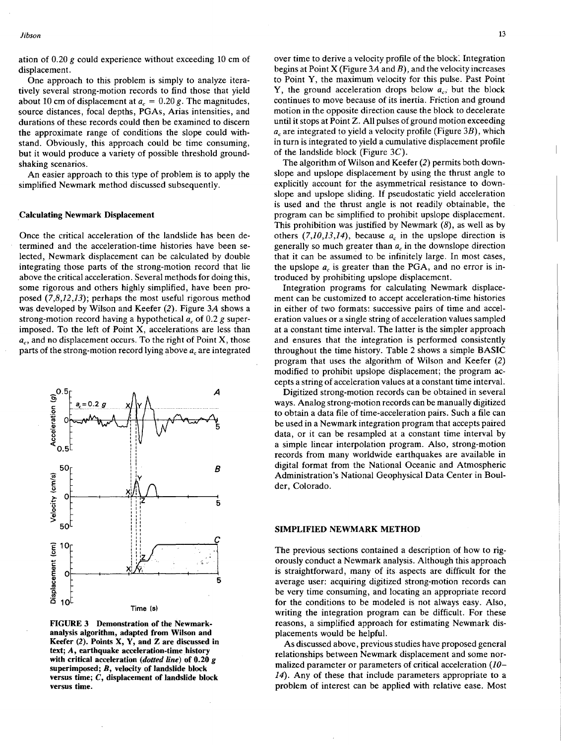ation of 0.20 $g$ could experience without exceeding 10 cm of displacement.

One approach to this problem is simply to analyze iteratively several strong-motion records to find those that yield about 10 cm of displacement at $a_c = 0.20\,g$. The magnitudes, source distances, focal depths, PGAs, Arias intensities, and durations of these records could then be examined to discern the approximate range of conditions the slope could withstand. Obviously, this approach could be time consuming, but it would produce a variety of possible threshold ground-shaking scenarios.

An easier approach to this type of problem is to apply the simplified Newmark method discussed subsequently.

### Calculating Newmark Displacement

Once the critical acceleration of the landslide has been determined and the acceleration-time histories have been selected, Newmark displacement can be calculated by double integrating those parts of the strong-motion record that lie above the critical acceleration. Several methods for doing this, some rigorous and others highly simplified, have been proposed (*7,8,12,13*); perhaps the most useful rigorous method was developed by Wilson and Keefer (*2*). Figure 3*A* shows a strong-motion record having a hypothetical $a_c$ of 0.2 $g$ superimposed. To the left of Point X, accelerations are less than $a_c$, and no displacement occurs. To the right of Point X, those parts of the strong-motion record lying above $a_c$ are integrated over time to derive a velocity profile of the block. Integration begins at Point X (Figure 3*A* and *B*), and the velocity increases to Point Y, the maximum velocity for this pulse. Past Point Y, the ground acceleration drops below $a_c$, but the block continues to move because of its inertia. Friction and ground motion in the opposite direction cause the block to decelerate until it stops at Point Z. All pulses of ground motion exceeding $a_c$ are integrated to yield a velocity profile (Figure 3*B*), which in turn is integrated to yield a cumulative displacement profile of the landslide block (Figure 3*C*).

The algorithm of Wilson and Keefer (*2*) permits both downslope and upslope displacement by using the thrust angle to explicitly account for the asymmetrical resistance to downslope and upslope sliding. If pseudostatic yield acceleration is used and the thrust angle is not readily obtainable, the program can be simplified to prohibit upslope displacement. This prohibition was justified by Newmark (*8*), as well as by others (*7,10,13,14*), because $a_c$ in the upslope direction is generally so much greater than $a_c$ in the downslope direction that it can be assumed to be infinitely large. In most cases, the upslope $a_c$ is greater than the PGA, and no error is introduced by prohibiting upslope displacement.

Integration programs for calculating Newmark displacement can be customized to accept acceleration-time histories in either of two formats: successive pairs of time and acceleration values or a single string of acceleration values sampled at a constant time interval. The latter is the simpler approach and ensures that the integration is performed consistently throughout the time history. Table 2 shows a simple BASIC program that uses the algorithm of Wilson and Keefer (*2*) modified to prohibit upslope displacement; the program accepts a string of acceleration values at a constant time interval.

Digitized strong-motion records can be obtained in several ways. Analog strong-motion records can be manually digitized to obtain a data file of time-acceleration pairs. Such a file can be used in a Newmark integration program that accepts paired data, or it can be resampled at a constant time interval by a simple linear interpolation program. Also, strong-motion records from many worldwide earthquakes are available in digital format from the National Oceanic and Atmospheric Administration's National Geophysical Data Center in Boulder, Colorado.

**FIGURE 3 Demonstration of the Newmark-analysis algorithm, adapted from Wilson and Keefer (*2*). Points X, Y, and Z are discussed in text; *A*, earthquake acceleration-time history with critical acceleration (*dotted line*) of 0.20 *g* superimposed; *B*, velocity of landslide block versus time; *C*, displacement of landslide block versus time.**

## SIMPLIFIED NEWMARK METHOD

The previous sections contained a description of how to rigorously conduct a Newmark analysis. Although this approach is straightforward, many of its aspects are difficult for the average user: acquiring digitized strong-motion records can be very time consuming, and locating an appropriate record for the conditions to be modeled is not always easy. Also, writing the integration program can be difficult. For these reasons, a simplified approach for estimating Newmark displacements would be helpful.

As discussed above, previous studies have proposed general relationships between Newmark displacement and some normalized parameter or parameters of critical acceleration (*10–14*). Any of these that include parameters appropriate to a problem of interest can be applied with relative ease. Most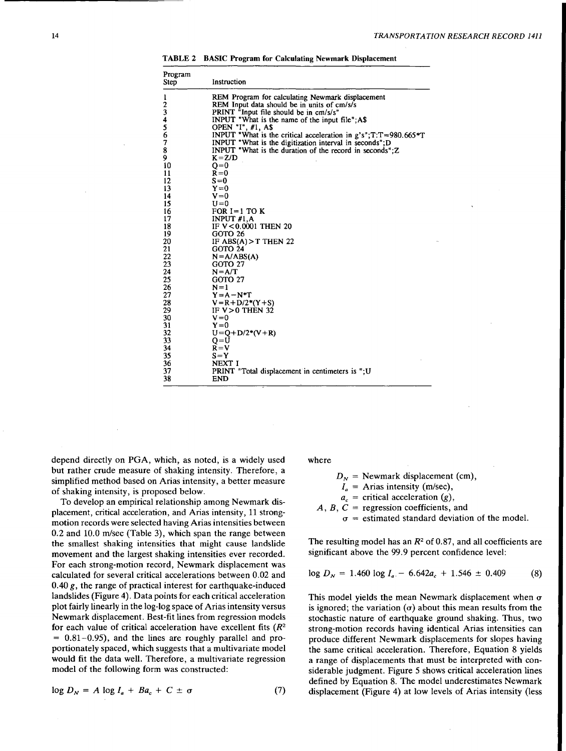**TABLE 2 BASIC Program for Calculating Newmark Displacement**

| Program Step | Instruction |
|---|---|
| 1 | REM Program for calculating Newmark displacement |
| 2 | REM Input data should be in units of cm/s/s |
| 3 | PRINT "Input file should be in cm/s/s" |
| 4 | INPUT "What is the name of the input file";A$ |
| 5 | OPEN "I", #1, A$ |
| 6 | INPUT "What is the critical acceleration in g's";T:T=980.665*T |
| 7 | INPUT "What is the digitization interval in seconds";D |
| 8 | INPUT "What is the duration of the record in seconds";Z |
| 9 | K=Z/D |
| 10 | Q=0 |
| 11 | R=0 |
| 12 | S=0 |
| 13 | Y=0 |
| 14 | V=0 |
| 15 | U=0 |
| 16 | FOR I=1 TO K |
| 17 | INPUT #1,A |
| 18 | IF V<0.0001 THEN 20 |
| 19 | GOTO 26 |
| 20 | IF ABS(A)>T THEN 22 |
| 21 | GOTO 24 |
| 22 | N=A/ABS(A) |
| 23 | GOTO 27 |
| 24 | N=A/T |
| 25 | GOTO 27 |
| 26 | N=1 |
| 27 | Y=A-N*T |
| 28 | V=R+D/2*(Y+S) |
| 29 | IF V>0 THEN 32 |
| 30 | V=0 |
| 31 | Y=0 |
| 32 | U=Q+D/2*(V+R) |
| 33 | Q=U |
| 34 | R=V |
| 35 | S=Y |
| 36 | NEXT I |
| 37 | PRINT "Total displacement in centimeters is ";U |
| 38 | END |

depend directly on PGA, which, as noted, is a widely used but rather crude measure of shaking intensity. Therefore, a simplified method based on Arias intensity, a better measure of shaking intensity, is proposed below.

To develop an empirical relationship among Newmark displacement, critical acceleration, and Arias intensity, 11 strong-motion records were selected having Arias intensities between 0.2 and 10.0 m/sec (Table 3), which span the range between the smallest shaking intensities that might cause landslide movement and the largest shaking intensities ever recorded. For each strong-motion record, Newmark displacement was calculated for several critical accelerations between 0.02 and 0.40 $g$, the range of practical interest for earthquake-induced landslides (Figure 4). Data points for each critical acceleration plot fairly linearly in the log-log space of Arias intensity versus Newmark displacement. Best-fit lines from regression models for each value of critical acceleration have excellent fits ($R^2$ = 0.81–0.95), and the lines are roughly parallel and proportionately spaced, which suggests that a multivariate model would fit the data well. Therefore, a multivariate regression model of the following form was constructed:

$$\log D_N = A \log I_a + B a_c + C \pm \sigma \qquad (7)$$

where

- $D_N$ = Newmark displacement (cm),
- $I_a$ = Arias intensity (m/sec),
- $a_c$ = critical acceleration ($g$),
- $A$, $B$, $C$ = regression coefficients, and
- $\sigma$ = estimated standard deviation of the model.

The resulting model has an $R^2$ of 0.87, and all coefficients are significant above the 99.9 percent confidence level:

$$\log D_N = 1.460 \log I_a - 6.642 a_c + 1.546 \pm 0.409 \qquad (8)$$

This model yields the mean Newmark displacement when $\sigma$ is ignored; the variation ($\sigma$) about this mean results from the stochastic nature of earthquake ground shaking. Thus, two strong-motion records having identical Arias intensities can produce different Newmark displacements for slopes having the same critical acceleration. Therefore, Equation 8 yields a range of displacements that must be interpreted with considerable judgment. Figure 5 shows critical acceleration lines defined by Equation 8. The model underestimates Newmark displacement (Figure 4) at low levels of Arias intensity (less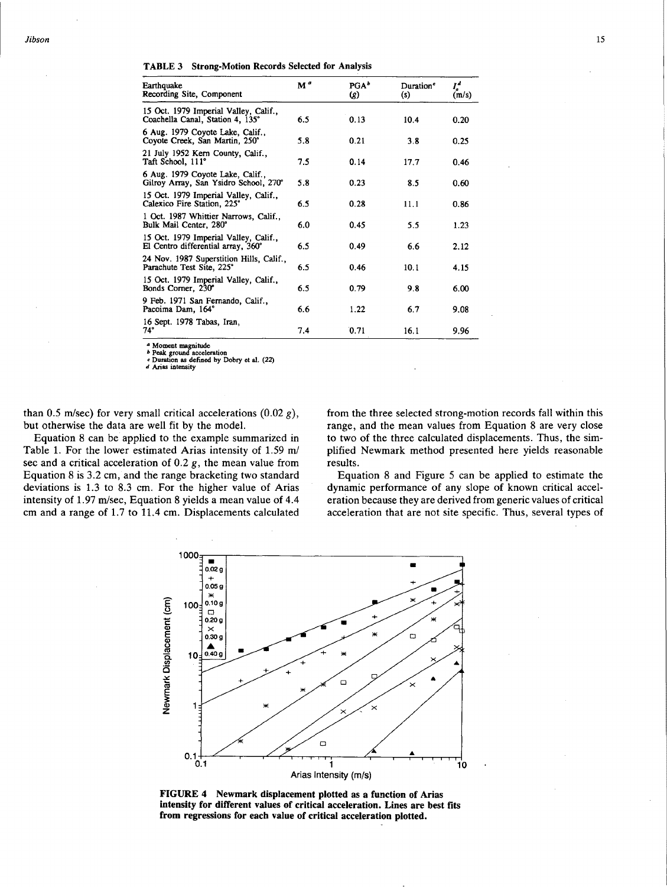**TABLE 3 Strong-Motion Records Selected for Analysis**

| Earthquake Recording Site, Component | M[a] | PGA[b] ($g$) | Duration[c] (s) | $I_a$[d] (m/s) |
|---|---|---|---|---|
| 15 Oct. 1979 Imperial Valley, Calif., Coachella Canal, Station 4, 135° | 6.5 | 0.13 | 10.4 | 0.20 |
| 6 Aug. 1979 Coyote Lake, Calif., Coyote Creek, San Martin, 250° | 5.8 | 0.21 | 3.8 | 0.25 |
| 21 July 1952 Kern County, Calif., Taft School, 111° | 7.5 | 0.14 | 17.7 | 0.46 |
| 6 Aug. 1979 Coyote Lake, Calif., Gilroy Array, San Ysidro School, 270° | 5.8 | 0.23 | 8.5 | 0.60 |
| 15 Oct. 1979 Imperial Valley, Calif., Calexico Fire Station, 225° | 6.5 | 0.28 | 11.1 | 0.86 |
| 1 Oct. 1987 Whittier Narrows, Calif., Bulk Mail Center, 280° | 6.0 | 0.45 | 5.5 | 1.23 |
| 15 Oct. 1979 Imperial Valley, Calif., El Centro differential array, 360° | 6.5 | 0.49 | 6.6 | 2.12 |
| 24 Nov. 1987 Superstition Hills, Calif., Parachute Test Site, 225° | 6.5 | 0.46 | 10.1 | 4.15 |
| 15 Oct. 1979 Imperial Valley, Calif., Bonds Corner, 230° | 6.5 | 0.79 | 9.8 | 6.00 |
| 9 Feb. 1971 San Fernando, Calif., Pacoima Dam, 164° | 6.6 | 1.22 | 6.7 | 9.08 |
| 16 Sept. 1978 Tabas, Iran, 74° | 7.4 | 0.71 | 16.1 | 9.96 |

[a] Moment magnitude
[b] Peak ground acceleration
[c] Duration as defined by Dobry et al. (22)
[d] Arias intensity

than 0.5 m/sec) for very small critical accelerations (0.02 $g$), but otherwise the data are well fit by the model.

Equation 8 can be applied to the example summarized in Table 1. For the lower estimated Arias intensity of 1.59 m/sec and a critical acceleration of 0.2 $g$, the mean value from Equation 8 is 3.2 cm, and the range bracketing two standard deviations is 1.3 to 8.3 cm. For the higher value of Arias intensity of 1.97 m/sec, Equation 8 yields a mean value of 4.4 cm and a range of 1.7 to 11.4 cm. Displacements calculated from the three selected strong-motion records fall within this range, and the mean values from Equation 8 are very close to two of the three calculated displacements. Thus, the simplified Newmark method presented here yields reasonable results.

Equation 8 and Figure 5 can be applied to estimate the dynamic performance of any slope of known critical acceleration because they are derived from generic values of critical acceleration that are not site specific. Thus, several types of

**FIGURE 4 Newmark displacement plotted as a function of Arias intensity for different values of critical acceleration. Lines are best fits from regressions for each value of critical acceleration plotted.**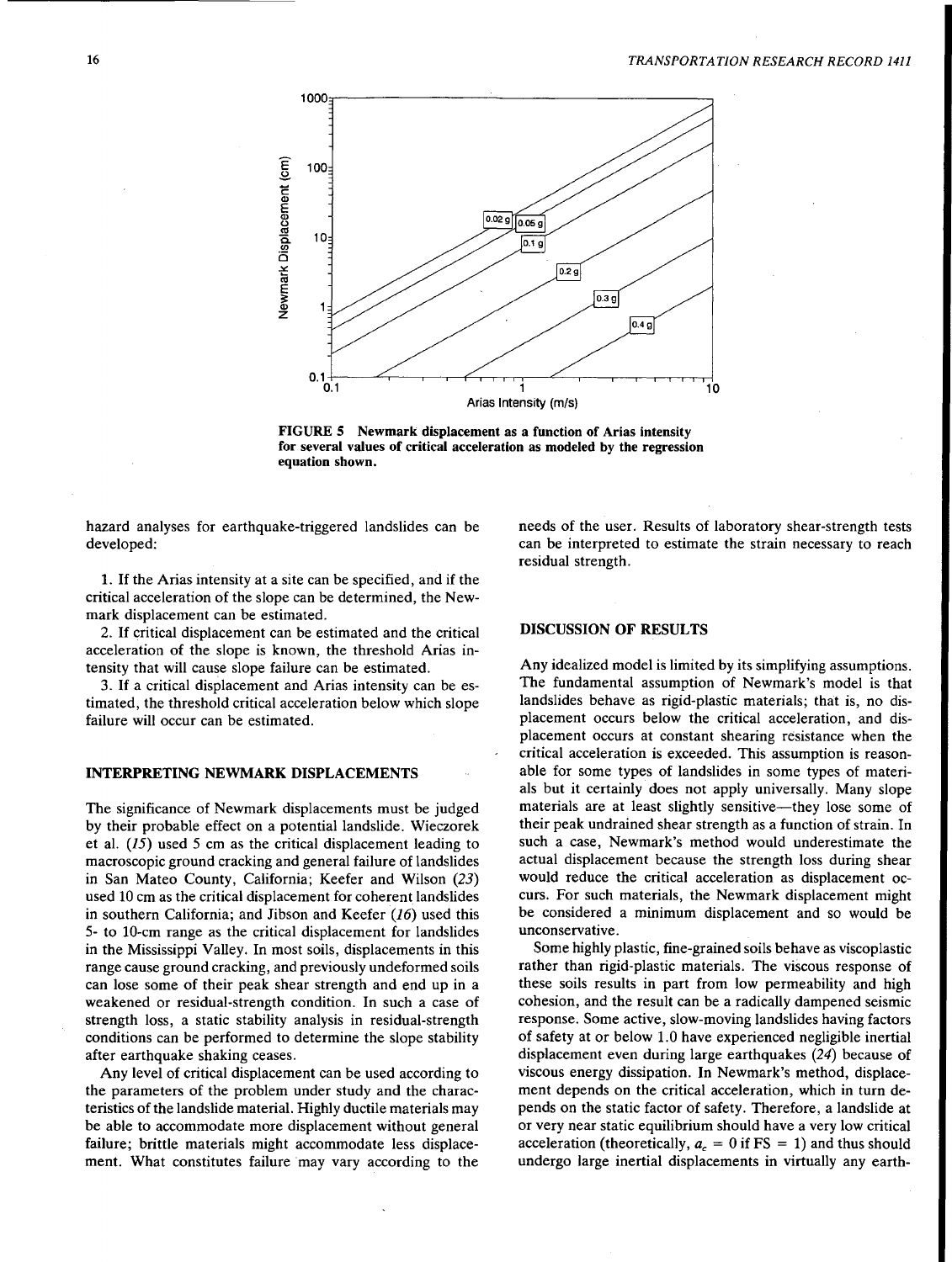FIGURE 5 Newmark displacement as a function of Arias intensity for several values of critical acceleration as modeled by the regression equation shown.

hazard analyses for earthquake-triggered landslides can be developed:

1. If the Arias intensity at a site can be specified, and if the critical acceleration of the slope can be determined, the Newmark displacement can be estimated.
2. If critical displacement can be estimated and the critical acceleration of the slope is known, the threshold Arias intensity that will cause slope failure can be estimated.
3. If a critical displacement and Arias intensity can be estimated, the threshold critical acceleration below which slope failure will occur can be estimated.

## INTERPRETING NEWMARK DISPLACEMENTS

The significance of Newmark displacements must be judged by their probable effect on a potential landslide. Wieczorek et al. (*15*) used 5 cm as the critical displacement leading to macroscopic ground cracking and general failure of landslides in San Mateo County, California; Keefer and Wilson (*23*) used 10 cm as the critical displacement for coherent landslides in southern California; and Jibson and Keefer (*16*) used this 5- to 10-cm range as the critical displacement for landslides in the Mississippi Valley. In most soils, displacements in this range cause ground cracking, and previously undeformed soils can lose some of their peak shear strength and end up in a weakened or residual-strength condition. In such a case of strength loss, a static stability analysis in residual-strength conditions can be performed to determine the slope stability after earthquake shaking ceases.

Any level of critical displacement can be used according to the parameters of the problem under study and the characteristics of the landslide material. Highly ductile materials may be able to accommodate more displacement without general failure; brittle materials might accommodate less displacement. What constitutes failure may vary according to the needs of the user. Results of laboratory shear-strength tests can be interpreted to estimate the strain necessary to reach residual strength.

## DISCUSSION OF RESULTS

Any idealized model is limited by its simplifying assumptions. The fundamental assumption of Newmark's model is that landslides behave as rigid-plastic materials; that is, no displacement occurs below the critical acceleration, and displacement occurs at constant shearing resistance when the critical acceleration is exceeded. This assumption is reasonable for some types of landslides in some types of materials but it certainly does not apply universally. Many slope materials are at least slightly sensitive—they lose some of their peak undrained shear strength as a function of strain. In such a case, Newmark's method would underestimate the actual displacement because the strength loss during shear would reduce the critical acceleration as displacement occurs. For such materials, the Newmark displacement might be considered a minimum displacement and so would be unconservative.

Some highly plastic, fine-grained soils behave as viscoplastic rather than rigid-plastic materials. The viscous response of these soils results in part from low permeability and high cohesion, and the result can be a radically dampened seismic response. Some active, slow-moving landslides having factors of safety at or below 1.0 have experienced negligible inertial displacement even during large earthquakes (*24*) because of viscous energy dissipation. In Newmark's method, displacement depends on the critical acceleration, which in turn depends on the static factor of safety. Therefore, a landslide at or very near static equilibrium should have a very low critical acceleration (theoretically, $a_c = 0$ if FS $= 1$) and thus should undergo large inertial displacements in virtually any earth-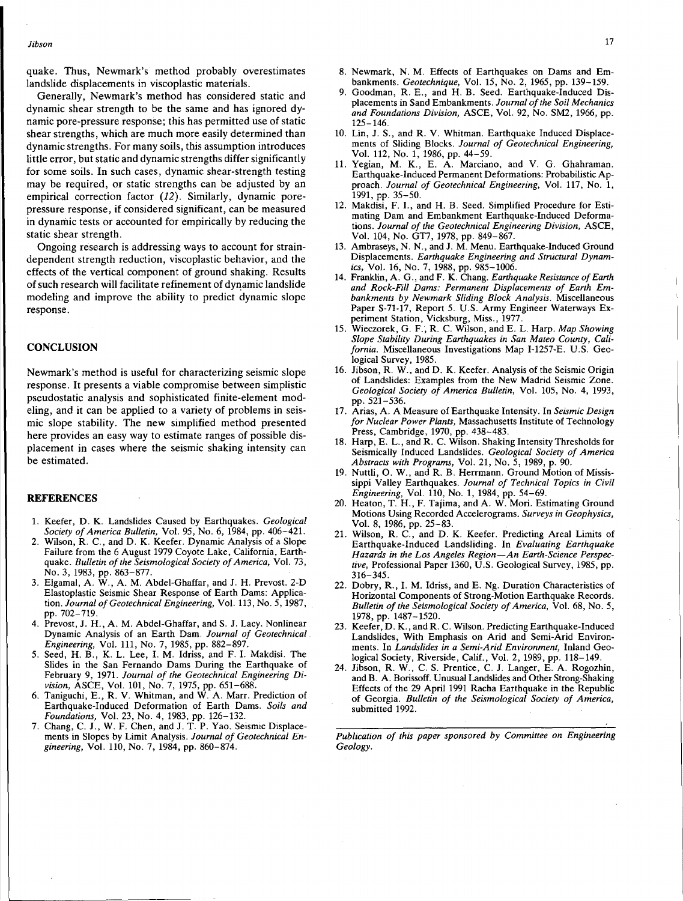quake. Thus, Newmark's method probably overestimates landslide displacements in viscoplastic materials.

Generally, Newmark's method has considered static and dynamic shear strength to be the same and has ignored dynamic pore-pressure response; this has permitted use of static shear strengths, which are much more easily determined than dynamic strengths. For many soils, this assumption introduces little error, but static and dynamic strengths differ significantly for some soils. In such cases, dynamic shear-strength testing may be required, or static strengths can be adjusted by an empirical correction factor (*12*). Similarly, dynamic pore-pressure response, if considered significant, can be measured in dynamic tests or accounted for empirically by reducing the static shear strength.

Ongoing research is addressing ways to account for strain-dependent strength reduction, viscoplastic behavior, and the effects of the vertical component of ground shaking. Results of such research will facilitate refinement of dynamic landslide modeling and improve the ability to predict dynamic slope response.

## CONCLUSION

Newmark's method is useful for characterizing seismic slope response. It presents a viable compromise between simplistic pseudostatic analysis and sophisticated finite-element modeling, and it can be applied to a variety of problems in seismic slope stability. The new simplified method presented here provides an easy way to estimate ranges of possible displacement in cases where the seismic shaking intensity can be estimated.

## REFERENCES

1. Keefer, D. K. Landslides Caused by Earthquakes. *Geological Society of America Bulletin,* Vol. 95, No. 6, 1984, pp. 406–421.
2. Wilson, R. C., and D. K. Keefer. Dynamic Analysis of a Slope Failure from the 6 August 1979 Coyote Lake, California, Earthquake. *Bulletin of the Seismological Society of America,* Vol. 73, No. 3, 1983, pp. 863–877.
3. Elgamal, A. W., A. M. Abdel-Ghaffar, and J. H. Prevost. 2-D Elastoplastic Seismic Shear Response of Earth Dams: Application. *Journal of Geotechnical Engineering,* Vol. 113, No. 5, 1987, pp. 702–719.
4. Prevost, J. H., A. M. Abdel-Ghaffar, and S. J. Lacy. Nonlinear Dynamic Analysis of an Earth Dam. *Journal of Geotechnical Engineering,* Vol. 111, No. 7, 1985, pp. 882–897.
5. Seed, H. B., K. L. Lee, I. M. Idriss, and F. I. Makdisi. The Slides in the San Fernando Dams During the Earthquake of February 9, 1971. *Journal of the Geotechnical Engineering Division,* ASCE, Vol. 101, No. 7, 1975, pp. 651–688.
6. Taniguchi, E., R. V. Whitman, and W. A. Marr. Prediction of Earthquake-Induced Deformation of Earth Dams. *Soils and Foundations,* Vol. 23, No. 4, 1983, pp. 126–132.
7. Chang, C. J., W. F. Chen, and J. T. P. Yao. Seismic Displacements in Slopes by Limit Analysis. *Journal of Geotechnical Engineering,* Vol. 110, No. 7, 1984, pp. 860–874.
8. Newmark, N. M. Effects of Earthquakes on Dams and Embankments. *Geotechnique,* Vol. 15, No. 2, 1965, pp. 139–159.
9. Goodman, R. E., and H. B. Seed. Earthquake-Induced Displacements in Sand Embankments. *Journal of the Soil Mechanics and Foundations Division,* ASCE, Vol. 92, No. SM2, 1966, pp. 125–146.
10. Lin, J. S., and R. V. Whitman. Earthquake Induced Displacements of Sliding Blocks. *Journal of Geotechnical Engineering,* Vol. 112, No. 1, 1986, pp. 44–59.
11. Yegian, M. K., E. A. Marciano, and V. G. Ghahraman. Earthquake-Induced Permanent Deformations: Probabilistic Approach. *Journal of Geotechnical Engineering,* Vol. 117, No. 1, 1991, pp. 35–50.
12. Makdisi, F. I., and H. B. Seed. Simplified Procedure for Estimating Dam and Embankment Earthquake-Induced Deformations. *Journal of the Geotechnical Engineering Division,* ASCE, Vol. 104, No. GT7, 1978, pp. 849–867.
13. Ambraseys, N. N., and J. M. Menu. Earthquake-Induced Ground Displacements. *Earthquake Engineering and Structural Dynamics,* Vol. 16, No. 7, 1988, pp. 985–1006.
14. Franklin, A. G., and F. K. Chang. *Earthquake Resistance of Earth and Rock-Fill Dams: Permanent Displacements of Earth Embankments by Newmark Sliding Block Analysis.* Miscellaneous Paper S-71-17, Report 5. U.S. Army Engineer Waterways Experiment Station, Vicksburg, Miss., 1977.
15. Wieczorek, G. F., R. C. Wilson, and E. L. Harp. *Map Showing Slope Stability During Earthquakes in San Mateo County, California.* Miscellaneous Investigations Map I-1257-E. U.S. Geological Survey, 1985.
16. Jibson, R. W., and D. K. Keefer. Analysis of the Seismic Origin of Landslides: Examples from the New Madrid Seismic Zone. *Geological Society of America Bulletin,* Vol. 105, No. 4, 1993, pp. 521–536.
17. Arias, A. A Measure of Earthquake Intensity. In *Seismic Design for Nuclear Power Plants,* Massachusetts Institute of Technology Press, Cambridge, 1970, pp. 438–483.
18. Harp, E. L., and R. C. Wilson. Shaking Intensity Thresholds for Seismically Induced Landslides. *Geological Society of America Abstracts with Programs,* Vol. 21, No. 5, 1989, p. 90.
19. Nuttli, O. W., and R. B. Herrmann. Ground Motion of Mississippi Valley Earthquakes. *Journal of Technical Topics in Civil Engineering,* Vol. 110, No. 1, 1984, pp. 54–69.
20. Heaton, T. H., F. Tajima, and A. W. Mori. Estimating Ground Motions Using Recorded Accelerograms. *Surveys in Geophysics,* Vol. 8, 1986, pp. 25–83.
21. Wilson, R. C., and D. K. Keefer. Predicting Areal Limits of Earthquake-Induced Landsliding. In *Evaluating Earthquake Hazards in the Los Angeles Region—An Earth-Science Perspective,* Professional Paper 1360, U.S. Geological Survey, 1985, pp. 316–345.
22. Dobry, R., I. M. Idriss, and E. Ng. Duration Characteristics of Horizontal Components of Strong-Motion Earthquake Records. *Bulletin of the Seismological Society of America,* Vol. 68, No. 5, 1978, pp. 1487–1520.
23. Keefer, D. K., and R. C. Wilson. Predicting Earthquake-Induced Landslides, With Emphasis on Arid and Semi-Arid Environments. In *Landslides in a Semi-Arid Environment,* Inland Geological Society, Riverside, Calif., Vol. 2, 1989, pp. 118–149.
24. Jibson, R. W., C. S. Prentice, C. J. Langer, E. A. Rogozhin, and B. A. Borissoff. Unusual Landslides and Other Strong-Shaking Effects of the 29 April 1991 Racha Earthquake in the Republic of Georgia. *Bulletin of the Seismological Society of America,* submitted 1992.

*Publication of this paper sponsored by Committee on Engineering Geology.*